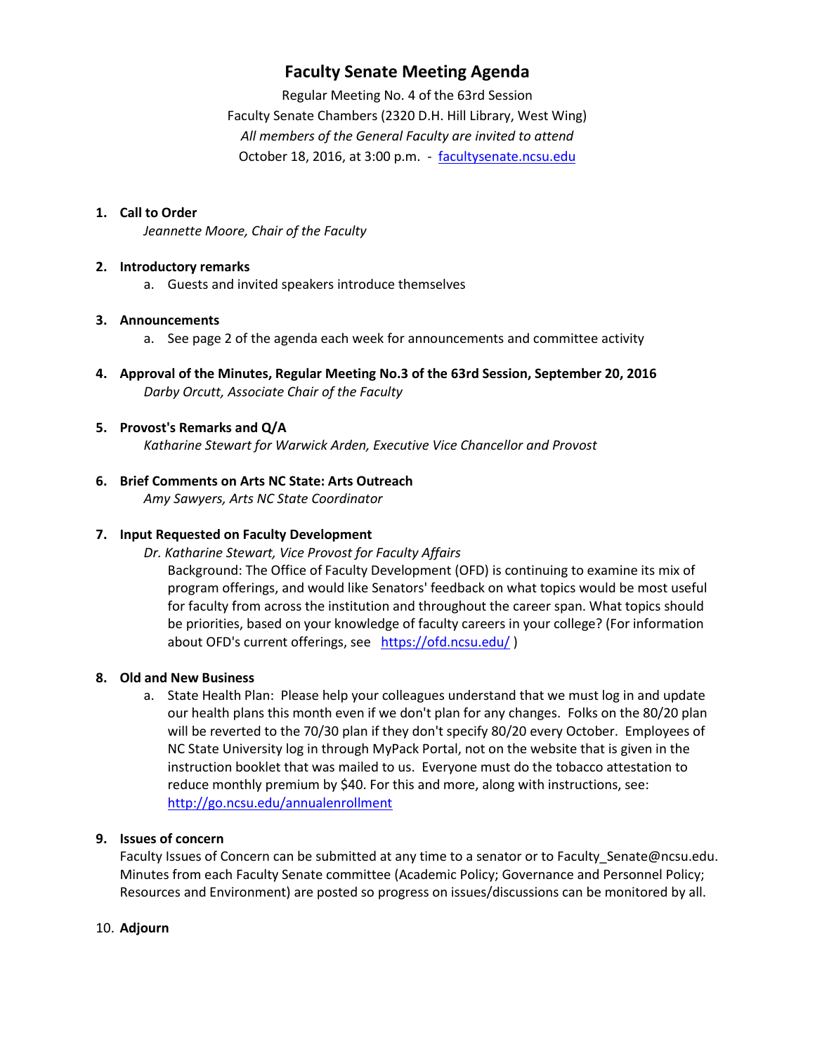# Faculty Senate Meeting Agenda

Regular Meeting No. 4 of the 63rd Session
Faculty Senate Chambers (2320 D.H. Hill Library, West Wing)
*All members of the General Faculty are invited to attend*
October 18, 2016, at 3:00 p.m. - facultysenate.ncsu.edu

1. **Call to Order**
   *Jeannette Moore, Chair of the Faculty*

2. **Introductory remarks**
   a. Guests and invited speakers introduce themselves

3. **Announcements**
   a. See page 2 of the agenda each week for announcements and committee activity

4. **Approval of the Minutes, Regular Meeting No.3 of the 63rd Session, September 20, 2016**
   *Darby Orcutt, Associate Chair of the Faculty*

5. **Provost's Remarks and Q/A**
   *Katharine Stewart for Warwick Arden, Executive Vice Chancellor and Provost*

6. **Brief Comments on Arts NC State: Arts Outreach**
   *Amy Sawyers, Arts NC State Coordinator*

7. **Input Requested on Faculty Development**
   *Dr. Katharine Stewart, Vice Provost for Faculty Affairs*
   Background: The Office of Faculty Development (OFD) is continuing to examine its mix of program offerings, and would like Senators' feedback on what topics would be most useful for faculty from across the institution and throughout the career span. What topics should be priorities, based on your knowledge of faculty careers in your college? (For information about OFD's current offerings, see https://ofd.ncsu.edu/ )

8. **Old and New Business**
   a. State Health Plan: Please help your colleagues understand that we must log in and update our health plans this month even if we don't plan for any changes. Folks on the 80/20 plan will be reverted to the 70/30 plan if they don't specify 80/20 every October. Employees of NC State University log in through MyPack Portal, not on the website that is given in the instruction booklet that was mailed to us. Everyone must do the tobacco attestation to reduce monthly premium by $40. For this and more, along with instructions, see: http://go.ncsu.edu/annualenrollment

9. **Issues of concern**
   Faculty Issues of Concern can be submitted at any time to a senator or to Faculty_Senate@ncsu.edu. Minutes from each Faculty Senate committee (Academic Policy; Governance and Personnel Policy; Resources and Environment) are posted so progress on issues/discussions can be monitored by all.

10. **Adjourn**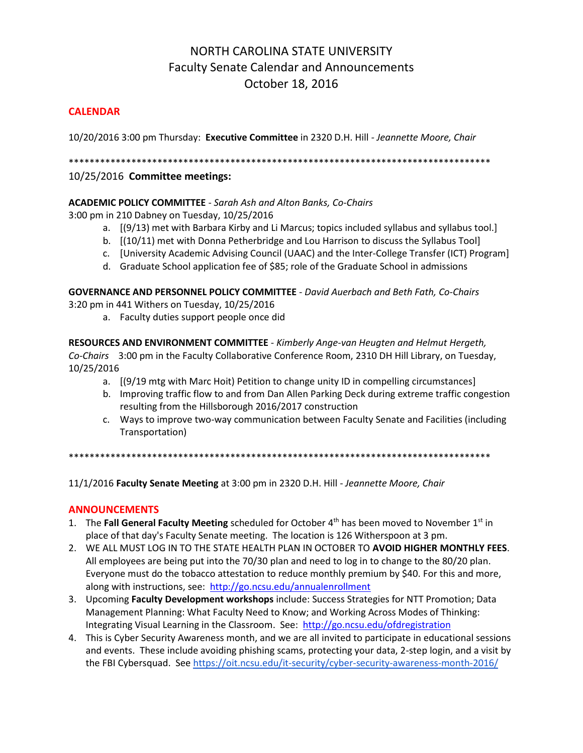# NORTH CAROLINA STATE UNIVERSITY
## Faculty Senate Calendar and Announcements
## October 18, 2016

## CALENDAR

10/20/2016 3:00 pm Thursday: **Executive Committee** in 2320 D.H. Hill - *Jeannette Moore, Chair*

************************************************************************************

10/25/2016 **Committee meetings:**

**ACADEMIC POLICY COMMITTEE** - *Sarah Ash and Alton Banks, Co-Chairs*
3:00 pm in 210 Dabney on Tuesday, 10/25/2016

a. [(9/13) met with Barbara Kirby and Li Marcus; topics included syllabus and syllabus tool.]
b. [(10/11) met with Donna Petherbridge and Lou Harrison to discuss the Syllabus Tool]
c. [University Academic Advising Council (UAAC) and the Inter-College Transfer (ICT) Program]
d. Graduate School application fee of $85; role of the Graduate School in admissions

**GOVERNANCE AND PERSONNEL POLICY COMMITTEE** - *David Auerbach and Beth Fath, Co-Chairs*
3:20 pm in 441 Withers on Tuesday, 10/25/2016

a. Faculty duties support people once did

**RESOURCES AND ENVIRONMENT COMMITTEE** - *Kimberly Ange-van Heugten and Helmut Hergeth, Co-Chairs* 3:00 pm in the Faculty Collaborative Conference Room, 2310 DH Hill Library, on Tuesday, 10/25/2016

a. [(9/19 mtg with Marc Hoit) Petition to change unity ID in compelling circumstances]
b. Improving traffic flow to and from Dan Allen Parking Deck during extreme traffic congestion resulting from the Hillsborough 2016/2017 construction
c. Ways to improve two-way communication between Faculty Senate and Facilities (including Transportation)

************************************************************************************

11/1/2016 **Faculty Senate Meeting** at 3:00 pm in 2320 D.H. Hill - *Jeannette Moore, Chair*

## ANNOUNCEMENTS

1. The **Fall General Faculty Meeting** scheduled for October 4th has been moved to November 1st in place of that day's Faculty Senate meeting. The location is 126 Witherspoon at 3 pm.
2. WE ALL MUST LOG IN TO THE STATE HEALTH PLAN IN OCTOBER TO **AVOID HIGHER MONTHLY FEES**. All employees are being put into the 70/30 plan and need to log in to change to the 80/20 plan. Everyone must do the tobacco attestation to reduce monthly premium by $40. For this and more, along with instructions, see: http://go.ncsu.edu/annualenrollment
3. Upcoming **Faculty Development workshops** include: Success Strategies for NTT Promotion; Data Management Planning: What Faculty Need to Know; and Working Across Modes of Thinking: Integrating Visual Learning in the Classroom. See: http://go.ncsu.edu/ofdregistration
4. This is Cyber Security Awareness month, and we are all invited to participate in educational sessions and events. These include avoiding phishing scams, protecting your data, 2-step login, and a visit by the FBI Cybersquad. See https://oit.ncsu.edu/it-security/cyber-security-awareness-month-2016/